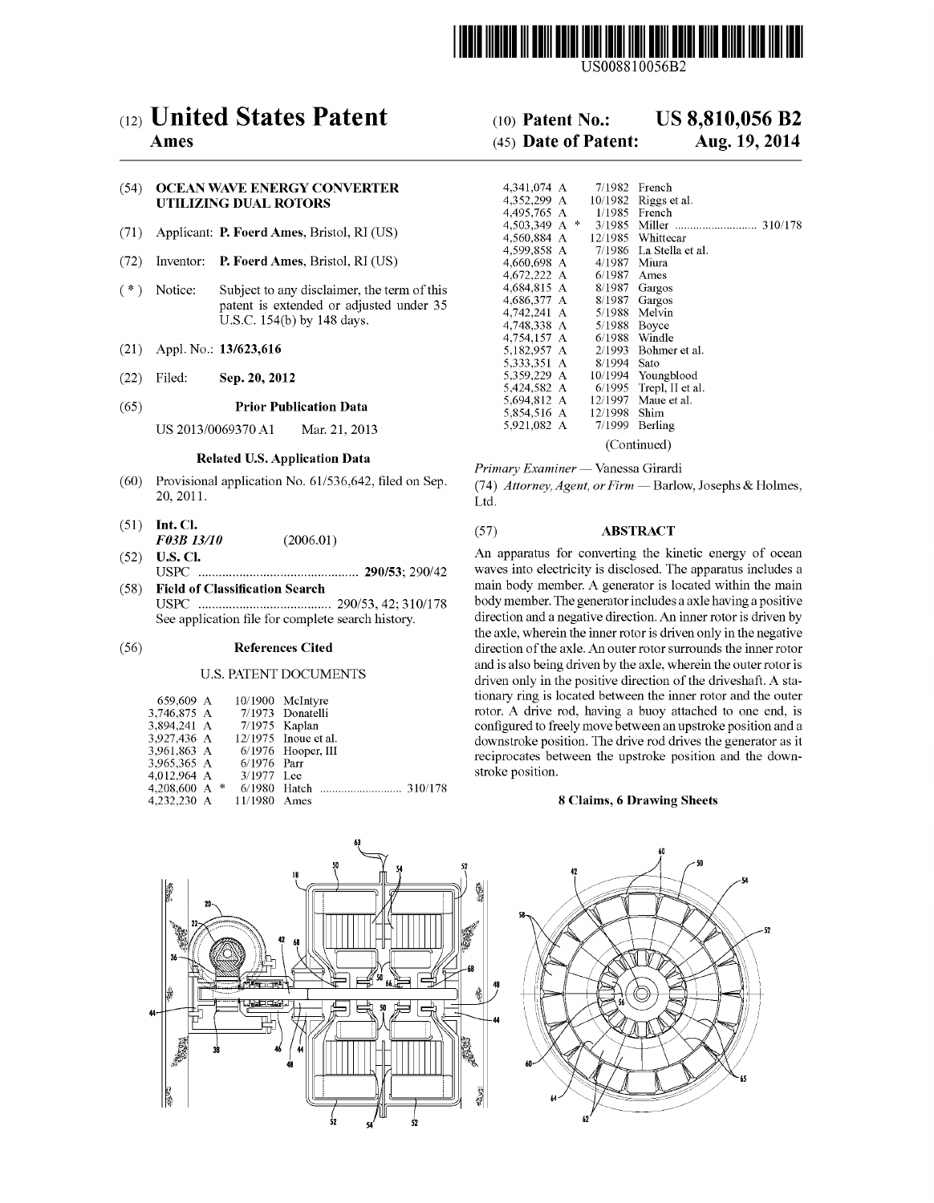US008810056B2

# (12) United States Patent
**Ames**

**(10) Patent No.: US 8,810,056 B2**

**(45) Date of Patent: Aug. 19, 2014**

(54) **OCEAN WAVE ENERGY CONVERTER UTILIZING DUAL ROTORS**

(71) Applicant: **P. Foerd Ames**, Bristol, RI (US)

(72) Inventor: **P. Foerd Ames**, Bristol, RI (US)

(*) Notice: Subject to any disclaimer, the term of this patent is extended or adjusted under 35 U.S.C. 154(b) by 148 days.

(21) Appl. No.: **13/623,616**

(22) Filed: **Sep. 20, 2012**

(65) **Prior Publication Data**

US 2013/0069370 A1 Mar. 21, 2013

**Related U.S. Application Data**

(60) Provisional application No. 61/536,642, filed on Sep. 20, 2011.

(51) **Int. Cl.**
*F03B 13/10* (2006.01)

(52) **U.S. Cl.**
USPC .............................................. **290/53**; 290/42

(58) **Field of Classification Search**
USPC ...................................... 290/53, 42; 310/178
See application file for complete search history.

(56) **References Cited**

U.S. PATENT DOCUMENTS

| | | |
|---|---|---|
| 659,609 A | 10/1900 | McIntyre |
| 3,746,875 A | 7/1973 | Donatelli |
| 3,894,241 A | 7/1975 | Kaplan |
| 3,927,436 A | 12/1975 | Inoue et al. |
| 3,961,863 A | 6/1976 | Hooper, III |
| 3,965,365 A | 6/1976 | Parr |
| 4,012,964 A | 3/1977 | Lee |
| 4,208,600 A * | 6/1980 | Hatch .......................... 310/178 |
| 4,232,230 A | 11/1980 | Ames |
| 4,341,074 A | 7/1982 | French |
| 4,352,299 A | 10/1982 | Riggs et al. |
| 4,495,765 A | 1/1985 | French |
| 4,503,349 A * | 3/1985 | Miller .......................... 310/178 |
| 4,560,884 A | 12/1985 | Whittecar |
| 4,599,858 A | 7/1986 | La Stella et al. |
| 4,660,698 A | 4/1987 | Miura |
| 4,672,222 A | 6/1987 | Ames |
| 4,684,815 A | 8/1987 | Gargos |
| 4,686,377 A | 8/1987 | Gargos |
| 4,742,241 A | 5/1988 | Melvin |
| 4,748,338 A | 5/1988 | Boyce |
| 4,754,157 A | 6/1988 | Windle |
| 5,182,957 A | 2/1993 | Bohmer et al. |
| 5,333,351 A | 8/1994 | Sato |
| 5,359,229 A | 10/1994 | Youngblood |
| 5,424,582 A | 6/1995 | Trepl, II et al. |
| 5,694,812 A | 12/1997 | Maue et al. |
| 5,854,516 A | 12/1998 | Shim |
| 5,921,082 A | 7/1999 | Berling |

(Continued)

*Primary Examiner* — Vanessa Girardi

(74) *Attorney, Agent, or Firm* — Barlow, Josephs & Holmes, Ltd.

(57) **ABSTRACT**

An apparatus for converting the kinetic energy of ocean waves into electricity is disclosed. The apparatus includes a main body member. A generator is located within the main body member. The generator includes a axle having a positive direction and a negative direction. An inner rotor is driven by the axle, wherein the inner rotor is driven only in the negative direction of the axle. An outer rotor surrounds the inner rotor and is also being driven by the axle, wherein the outer rotor is driven only in the positive direction of the driveshaft. A stationary ring is located between the inner rotor and the outer rotor. A drive rod, having a buoy attached to one end, is configured to freely move between an upstroke position and a downstroke position. The drive rod drives the generator as it reciprocates between the upstroke position and the downstroke position.

**8 Claims, 6 Drawing Sheets**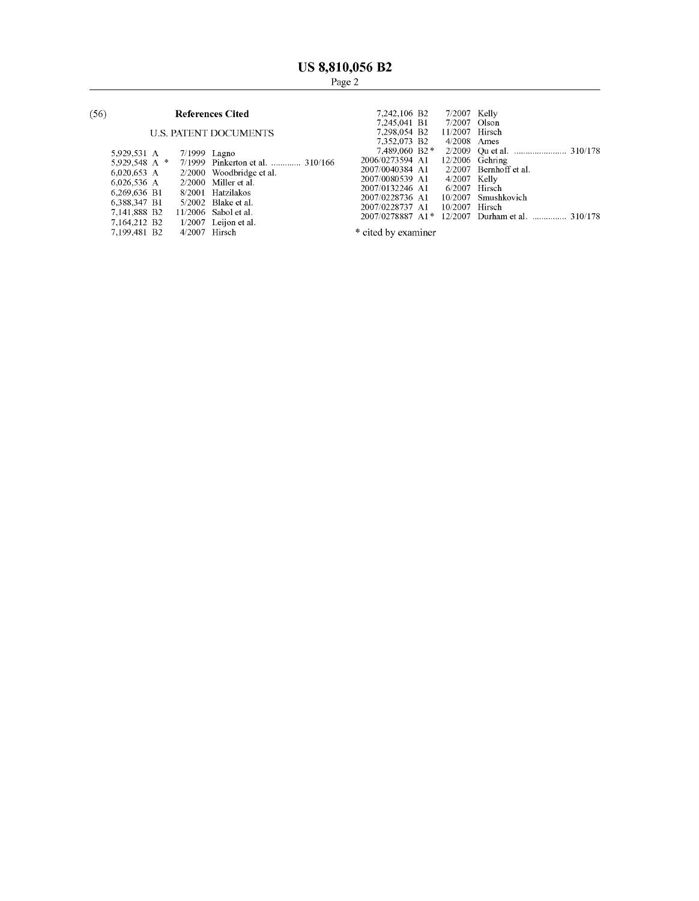## (56) References Cited

### U.S. PATENT DOCUMENTS

| | | | |
|---|---|---|---|
| 5,929,531 A | 7/1999 | Lagno | |
| 5,929,548 A * | 7/1999 | Pinkerton et al. | 310/166 |
| 6,020,653 A | 2/2000 | Woodbridge et al. | |
| 6,026,536 A | 2/2000 | Miller et al. | |
| 6,269,636 B1 | 8/2001 | Hatzilakos | |
| 6,388,347 B1 | 5/2002 | Blake et al. | |
| 7,141,888 B2 | 11/2006 | Sabol et al. | |
| 7,164,212 B2 | 1/2007 | Leijon et al. | |
| 7,199,481 B2 | 4/2007 | Hirsch | |
| 7,242,106 B2 | 7/2007 | Kelly | |
| 7,245,041 B1 | 7/2007 | Olson | |
| 7,298,054 B2 | 11/2007 | Hirsch | |
| 7,352,073 B2 | 4/2008 | Ames | |
| 7,489,060 B2 * | 2/2009 | Qu et al. | 310/178 |
| 2006/0273594 A1 | 12/2006 | Gehring | |
| 2007/0040384 A1 | 2/2007 | Bernhoff et al. | |
| 2007/0080539 A1 | 4/2007 | Kelly | |
| 2007/0132246 A1 | 6/2007 | Hirsch | |
| 2007/0228736 A1 | 10/2007 | Smushkovich | |
| 2007/0228737 A1 | 10/2007 | Hirsch | |
| 2007/0278887 A1 * | 12/2007 | Durham et al. | 310/178 |

* cited by examiner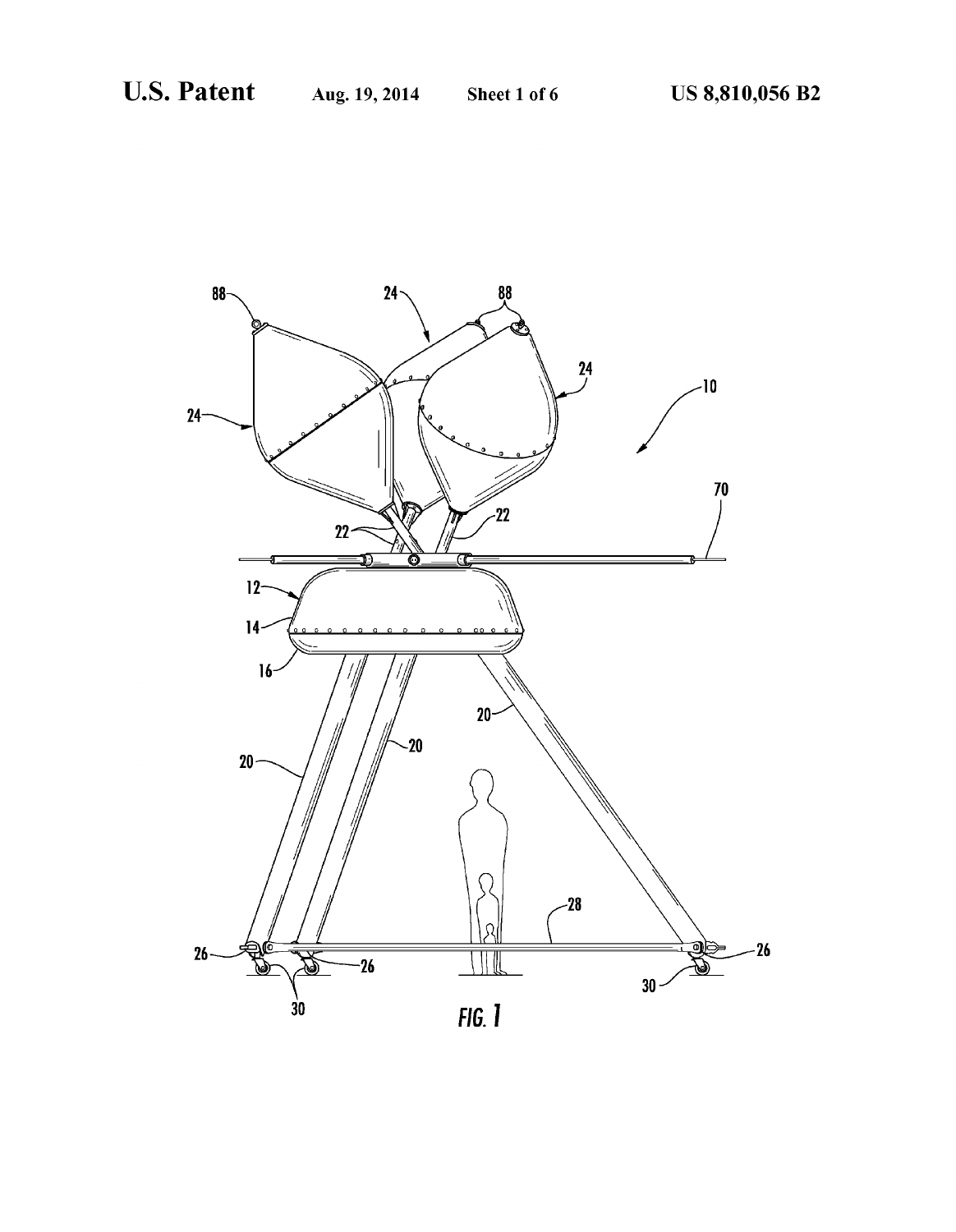FIG. 1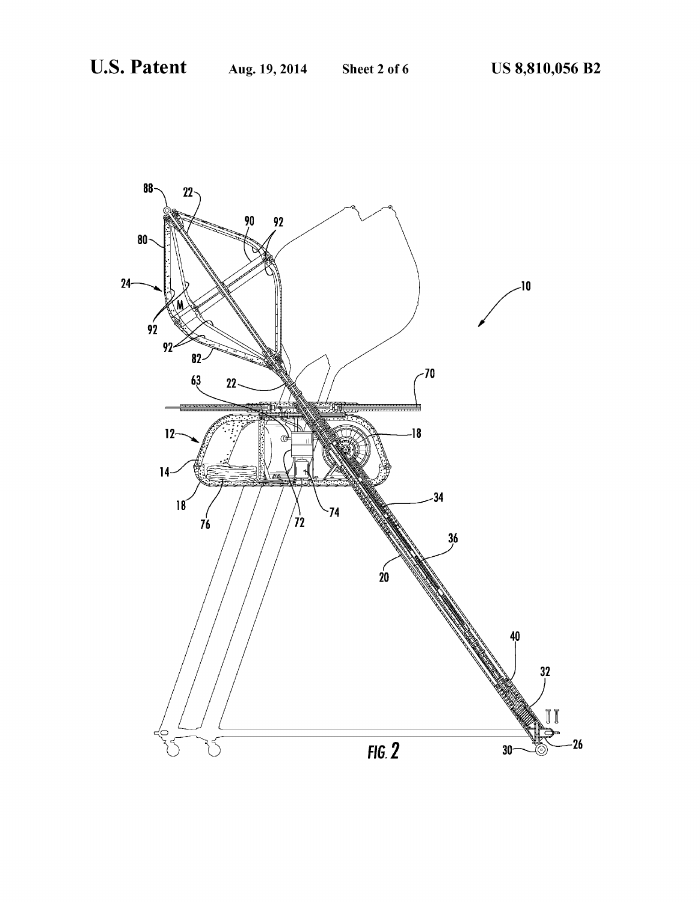FIG. 2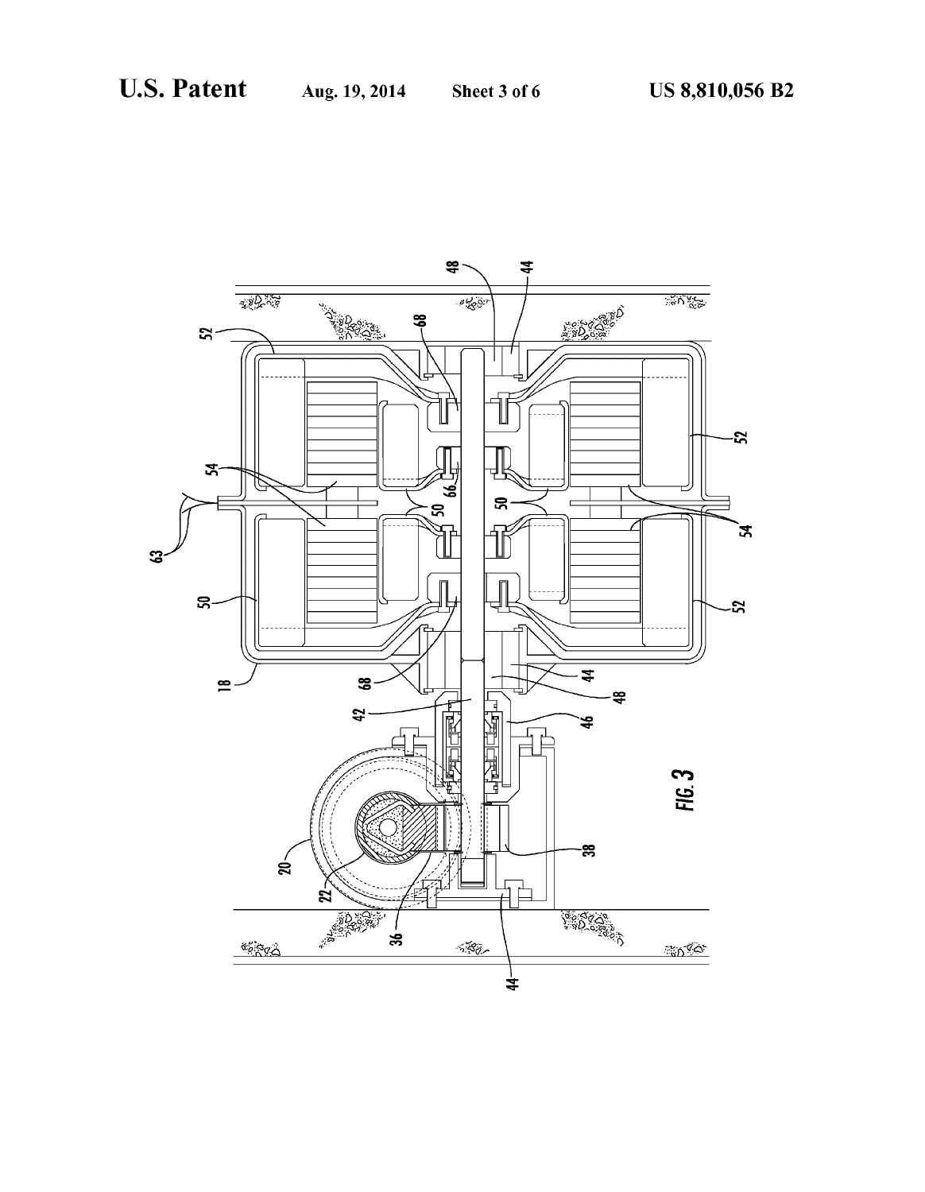FIG. 3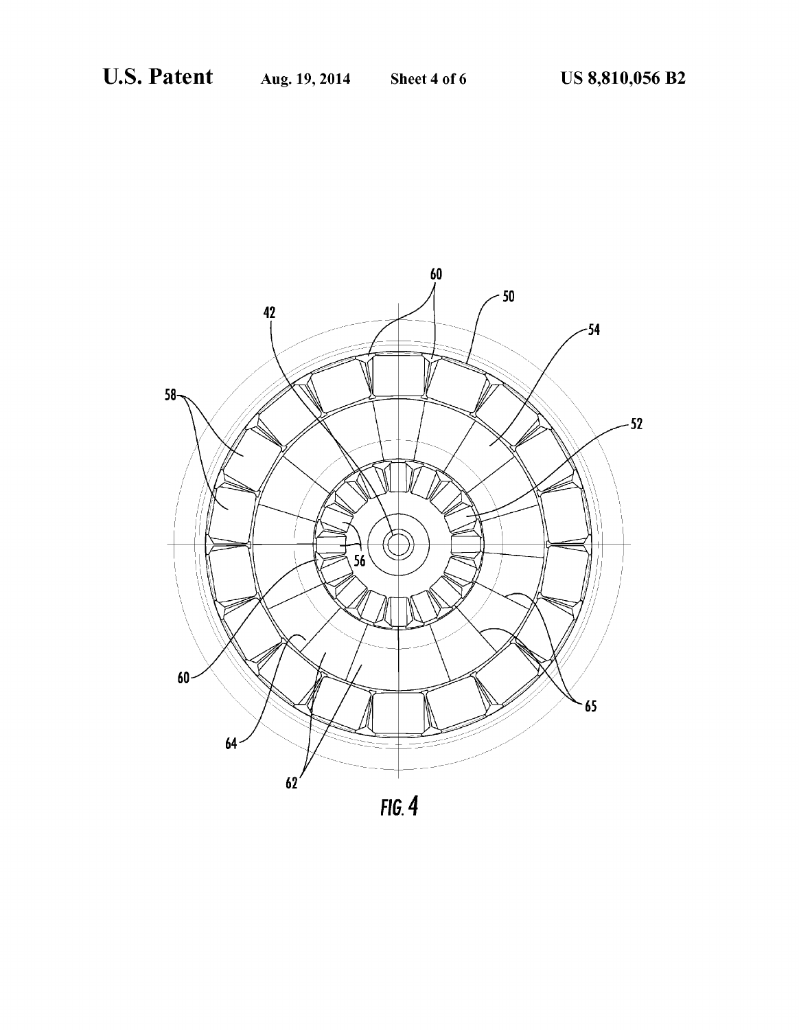FIG. 4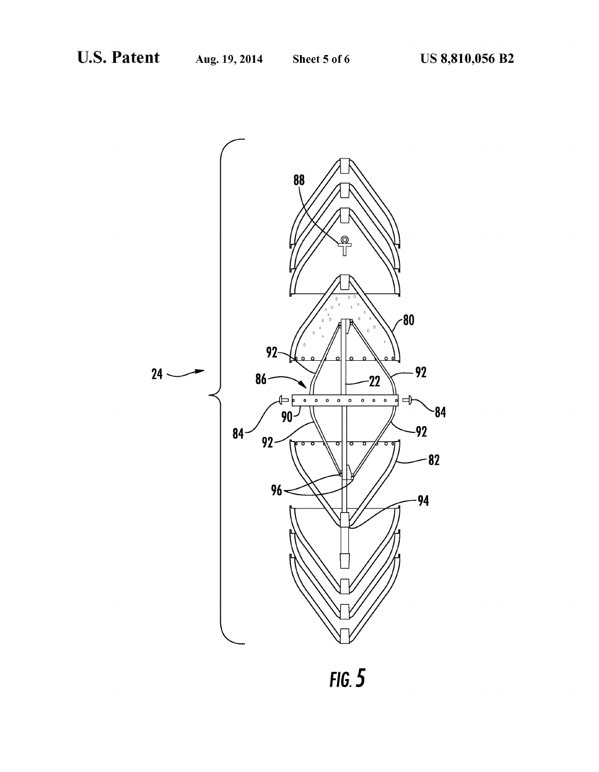FIG. 5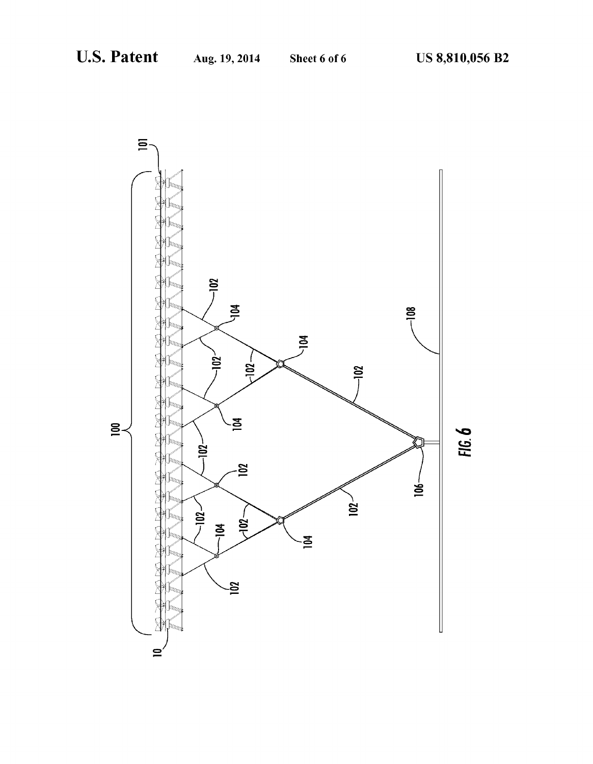FIG. 6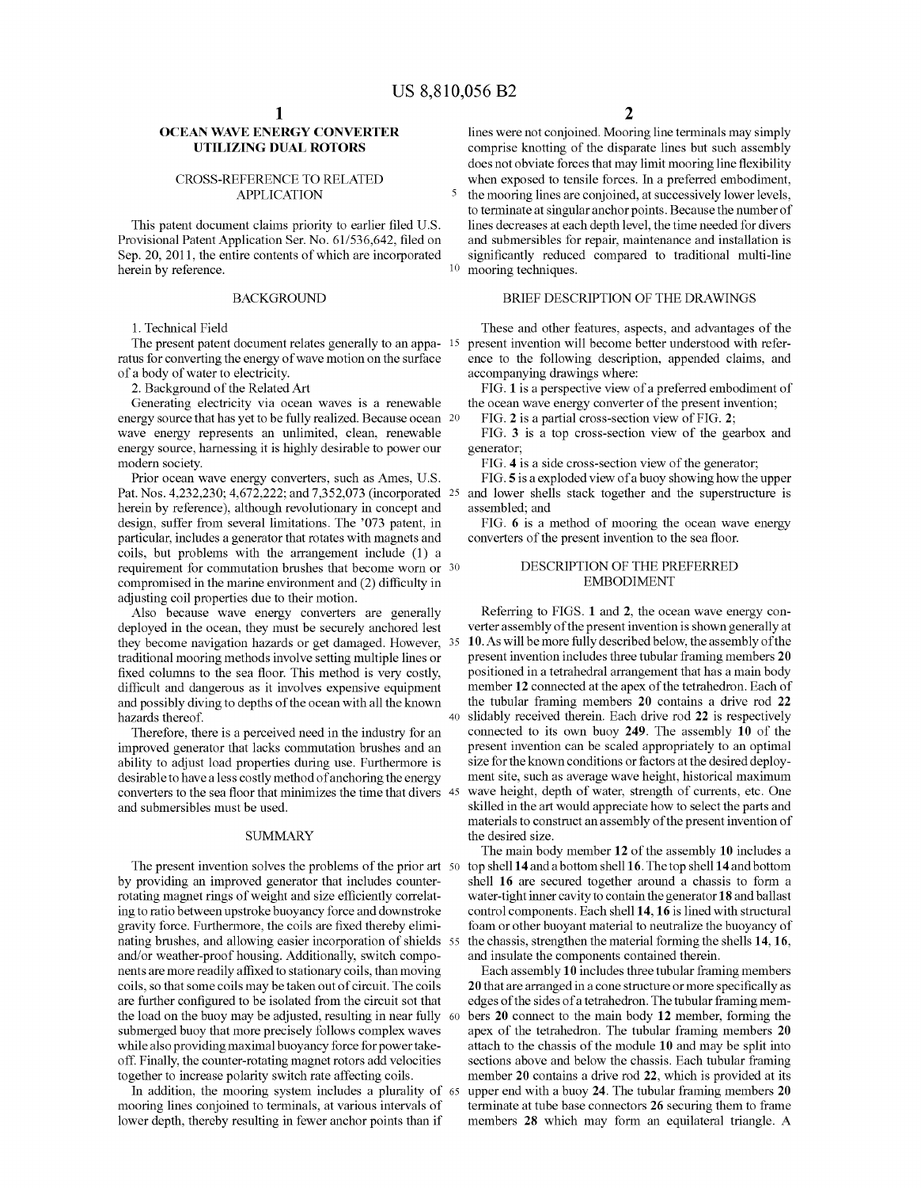# OCEAN WAVE ENERGY CONVERTER UTILIZING DUAL ROTORS

## CROSS-REFERENCE TO RELATED APPLICATION

This patent document claims priority to earlier filed U.S. Provisional Patent Application Ser. No. 61/536,642, filed on Sep. 20, 2011, the entire contents of which are incorporated herein by reference.

## BACKGROUND

1. Technical Field

The present patent document relates generally to an apparatus for converting the energy of wave motion on the surface of a body of water to electricity.

2. Background of the Related Art

Generating electricity via ocean waves is a renewable energy source that has yet to be fully realized. Because ocean wave energy represents an unlimited, clean, renewable energy source, harnessing it is highly desirable to power our modern society.

Prior ocean wave energy converters, such as Ames, U.S. Pat. Nos. 4,232,230; 4,672,222; and 7,352,073 (incorporated herein by reference), although revolutionary in concept and design, suffer from several limitations. The '073 patent, in particular, includes a generator that rotates with magnets and coils, but problems with the arrangement include (1) a requirement for commutation brushes that become worn or compromised in the marine environment and (2) difficulty in adjusting coil properties due to their motion.

Also because wave energy converters are generally deployed in the ocean, they must be securely anchored lest they become navigation hazards or get damaged. However, traditional mooring methods involve setting multiple lines or fixed columns to the sea floor. This method is very costly, difficult and dangerous as it involves expensive equipment and possibly diving to depths of the ocean with all the known hazards thereof.

Therefore, there is a perceived need in the industry for an improved generator that lacks commutation brushes and an ability to adjust load properties during use. Furthermore is desirable to have a less costly method of anchoring the energy converters to the sea floor that minimizes the time that divers and submersibles must be used.

## SUMMARY

The present invention solves the problems of the prior art by providing an improved generator that includes counter-rotating magnet rings of weight and size efficiently correlating to ratio between upstroke buoyancy force and downstroke gravity force. Furthermore, the coils are fixed thereby eliminating brushes, and allowing easier incorporation of shields and/or weather-proof housing. Additionally, switch components are more readily affixed to stationary coils, than moving coils, so that some coils may be taken out of circuit. The coils are further configured to be isolated from the circuit sot that the load on the buoy may be adjusted, resulting in near fully submerged buoy that more precisely follows complex waves while also providing maximal buoyancy force for power take-off. Finally, the counter-rotating magnet rotors add velocities together to increase polarity switch rate affecting coils.

In addition, the mooring system includes a plurality of mooring lines conjoined to terminals, at various intervals of lower depth, thereby resulting in fewer anchor points than if lines were not conjoined. Mooring line terminals may simply comprise knotting of the disparate lines but such assembly does not obviate forces that may limit mooring line flexibility when exposed to tensile forces. In a preferred embodiment, the mooring lines are conjoined, at successively lower levels, to terminate at singular anchor points. Because the number of lines decreases at each depth level, the time needed for divers and submersibles for repair, maintenance and installation is significantly reduced compared to traditional multi-line mooring techniques.

## BRIEF DESCRIPTION OF THE DRAWINGS

These and other features, aspects, and advantages of the present invention will become better understood with reference to the following description, appended claims, and accompanying drawings where:

FIG. 1 is a perspective view of a preferred embodiment of the ocean wave energy converter of the present invention;

FIG. 2 is a partial cross-section view of FIG. 2;

FIG. 3 is a top cross-section view of the gearbox and generator;

FIG. 4 is a side cross-section view of the generator;

FIG. 5 is a exploded view of a buoy showing how the upper and lower shells stack together and the superstructure is assembled; and

FIG. 6 is a method of mooring the ocean wave energy converters of the present invention to the sea floor.

## DESCRIPTION OF THE PREFERRED EMBODIMENT

Referring to FIGS. 1 and 2, the ocean wave energy converter assembly of the present invention is shown generally at 10. As will be more fully described below, the assembly of the present invention includes three tubular framing members 20 positioned in a tetrahedral arrangement that has a main body member 12 connected at the apex of the tetrahedron. Each of the tubular framing members 20 contains a drive rod 22 slidably received therein. Each drive rod 22 is respectively connected to its own buoy 249. The assembly 10 of the present invention can be scaled appropriately to an optimal size for the known conditions or factors at the desired deployment site, such as average wave height, historical maximum wave height, depth of water, strength of currents, etc. One skilled in the art would appreciate how to select the parts and materials to construct an assembly of the present invention of the desired size.

The main body member 12 of the assembly 10 includes a top shell 14 and a bottom shell 16. The top shell 14 and bottom shell 16 are secured together around a chassis to form a water-tight inner cavity to contain the generator 18 and ballast control components. Each shell 14, 16 is lined with structural foam or other buoyant material to neutralize the buoyancy of the chassis, strengthen the material forming the shells 14, 16, and insulate the components contained therein.

Each assembly 10 includes three tubular framing members 20 that are arranged in a cone structure or more specifically as edges of the sides of a tetrahedron. The tubular framing members 20 connect to the main body 12 member, forming the apex of the tetrahedron. The tubular framing members 20 attach to the chassis of the module 10 and may be split into sections above and below the chassis. Each tubular framing member 20 contains a drive rod 22, which is provided at its upper end with a buoy 24. The tubular framing members 20 terminate at tube base connectors 26 securing them to frame members 28 which may form an equilateral triangle. A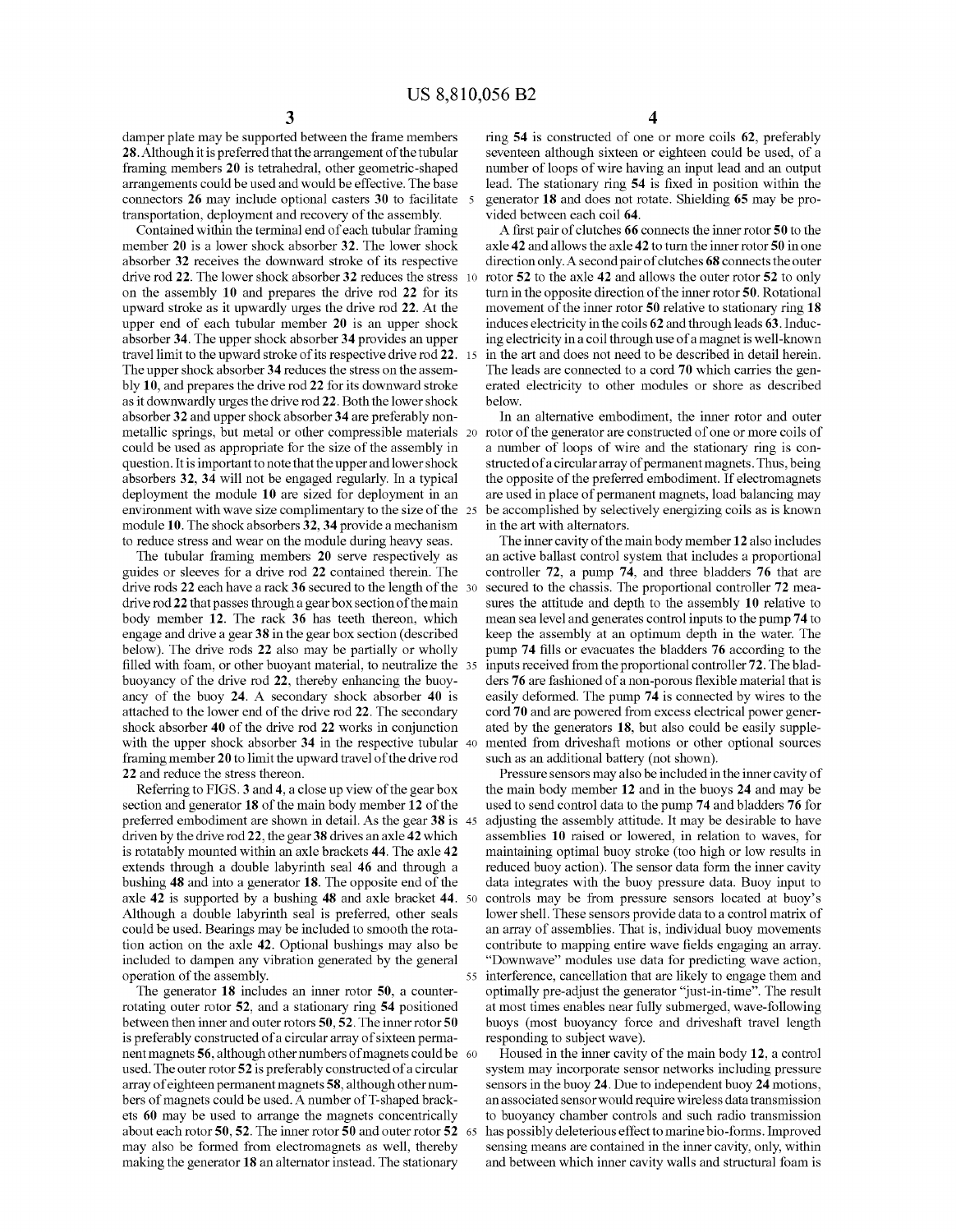damper plate may be supported between the frame members 28. Although it is preferred that the arrangement of the tubular framing members 20 is tetrahedral, other geometric-shaped arrangements could be used and would be effective. The base connectors 26 may include optional casters 30 to facilitate transportation, deployment and recovery of the assembly.

Contained within the terminal end of each tubular framing member 20 is a lower shock absorber 32. The lower shock absorber 32 receives the downward stroke of its respective drive rod 22. The lower shock absorber 32 reduces the stress on the assembly 10 and prepares the drive rod 22 for its upward stroke as it upwardly urges the drive rod 22. At the upper end of each tubular member 20 is an upper shock absorber 34. The upper shock absorber 34 provides an upper travel limit to the upward stroke of its respective drive rod 22. The upper shock absorber 34 reduces the stress on the assembly 10, and prepares the drive rod 22 for its downward stroke as it downwardly urges the drive rod 22. Both the lower shock absorber 32 and upper shock absorber 34 are preferably non-metallic springs, but metal or other compressible materials could be used as appropriate for the size of the assembly in question. It is important to note that the upper and lower shock absorbers 32, 34 will not be engaged regularly. In a typical deployment the module 10 are sized for deployment in an environment with wave size complimentary to the size of the module 10. The shock absorbers 32, 34 provide a mechanism to reduce stress and wear on the module during heavy seas.

The tubular framing members 20 serve respectively as guides or sleeves for a drive rod 22 contained therein. The drive rods 22 each have a rack 36 secured to the length of the drive rod 22 that passes through a gear box section of the main body member 12. The rack 36 has teeth thereon, which engage and drive a gear 38 in the gear box section (described below). The drive rods 22 also may be partially or wholly filled with foam, or other buoyant material, to neutralize the buoyancy of the drive rod 22, thereby enhancing the buoyancy of the buoy 24. A secondary shock absorber 40 is attached to the lower end of the drive rod 22. The secondary shock absorber 40 of the drive rod 22 works in conjunction with the upper shock absorber 34 in the respective tubular framing member 20 to limit the upward travel of the drive rod 22 and reduce the stress thereon.

Referring to FIGS. 3 and 4, a close up view of the gear box section and generator 18 of the main body member 12 of the preferred embodiment are shown in detail. As the gear 38 is driven by the drive rod 22, the gear 38 drives an axle 42 which is rotatably mounted within an axle brackets 44. The axle 42 extends through a double labyrinth seal 46 and through a bushing 48 and into a generator 18. The opposite end of the axle 42 is supported by a bushing 48 and axle bracket 44. Although a double labyrinth seal is preferred, other seals could be used. Bearings may be included to smooth the rotation action on the axle 42. Optional bushings may also be included to dampen any vibration generated by the general operation of the assembly.

The generator 18 includes an inner rotor 50, a counter-rotating outer rotor 52, and a stationary ring 54 positioned between then inner and outer rotors 50, 52. The inner rotor 50 is preferably constructed of a circular array of sixteen permanent magnets 56, although other numbers of magnets could be used. The outer rotor 52 is preferably constructed of a circular array of eighteen permanent magnets 58, although other numbers of magnets could be used. A number of T-shaped brackets 60 may be used to arrange the magnets concentrically about each rotor 50, 52. The inner rotor 50 and outer rotor 52 may also be formed from electromagnets as well, thereby making the generator 18 an alternator instead. The stationary ring 54 is constructed of one or more coils 62, preferably seventeen although sixteen or eighteen could be used, of a number of loops of wire having an input lead and an output lead. The stationary ring 54 is fixed in position within the generator 18 and does not rotate. Shielding 65 may be provided between each coil 64.

A first pair of clutches 66 connects the inner rotor 50 to the axle 42 and allows the axle 42 to turn the inner rotor 50 in one direction only. A second pair of clutches 68 connects the outer rotor 52 to the axle 42 and allows the outer rotor 52 to only turn in the opposite direction of the inner rotor 50. Rotational movement of the inner rotor 50 relative to stationary ring 18 induces electricity in the coils 62 and through leads 63. Inducing electricity in a coil through use of a magnet is well-known in the art and does not need to be described in detail herein. The leads are connected to a cord 70 which carries the generated electricity to other modules or shore as described below.

In an alternative embodiment, the inner rotor and outer rotor of the generator are constructed of one or more coils of a number of loops of wire and the stationary ring is constructed of a circular array of permanent magnets. Thus, being the opposite of the preferred embodiment. If electromagnets are used in place of permanent magnets, load balancing may be accomplished by selectively energizing coils as is known in the art with alternators.

The inner cavity of the main body member 12 also includes an active ballast control system that includes a proportional controller 72, a pump 74, and three bladders 76 that are secured to the chassis. The proportional controller 72 measures the attitude and depth to the assembly 10 relative to mean sea level and generates control inputs to the pump 74 to keep the assembly at an optimum depth in the water. The pump 74 fills or evacuates the bladders 76 according to the inputs received from the proportional controller 72. The bladders 76 are fashioned of a non-porous flexible material that is easily deformed. The pump 74 is connected by wires to the cord 70 and are powered from excess electrical power generated by the generators 18, but also could be easily supplemented from driveshaft motions or other optional sources such as an additional battery (not shown).

Pressure sensors may also be included in the inner cavity of the main body member 12 and in the buoys 24 and may be used to send control data to the pump 74 and bladders 76 for adjusting the assembly attitude. It may be desirable to have assemblies 10 raised or lowered, in relation to waves, for maintaining optimal buoy stroke (too high or low results in reduced buoy action). The sensor data form the inner cavity data integrates with the buoy pressure data. Buoy input to controls may be from pressure sensors located at buoy's lower shell. These sensors provide data to a control matrix of an array of assemblies. That is, individual buoy movements contribute to mapping entire wave fields engaging an array. "Downwave" modules use data for predicting wave action, interference, cancellation that are likely to engage them and optimally pre-adjust the generator "just-in-time". The result at most times enables near fully submerged, wave-following buoys (most buoyancy force and driveshaft travel length responding to subject wave).

Housed in the inner cavity of the main body 12, a control system may incorporate sensor networks including pressure sensors in the buoy 24. Due to independent buoy 24 motions, an associated sensor would require wireless data transmission to buoyancy chamber controls and such radio transmission has possibly deleterious effect to marine bio-forms. Improved sensing means are contained in the inner cavity, only, within and between which inner cavity walls and structural foam is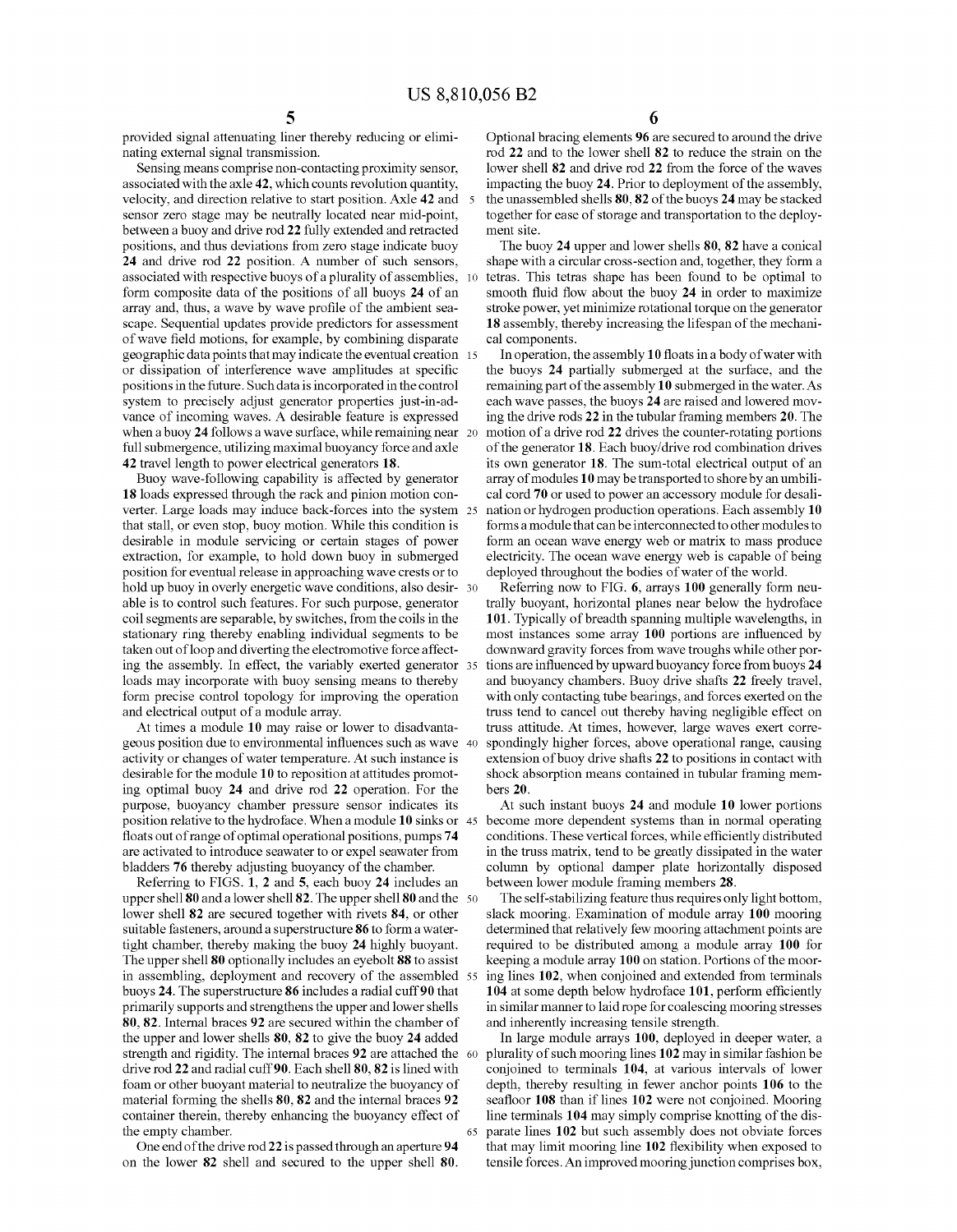provided signal attenuating liner thereby reducing or eliminating external signal transmission.

Sensing means comprise non-contacting proximity sensor, associated with the axle **42**, which counts revolution quantity, velocity, and direction relative to start position. Axle **42** and sensor zero stage may be neutrally located near mid-point, between a buoy and drive rod **22** fully extended and retracted positions, and thus deviations from zero stage indicate buoy **24** and drive rod **22** position. A number of such sensors, associated with respective buoys of a plurality of assemblies, form composite data of the positions of all buoys **24** of an array and, thus, a wave by wave profile of the ambient seascape. Sequential updates provide predictors for assessment of wave field motions, for example, by combining disparate geographic data points that may indicate the eventual creation or dissipation of interference wave amplitudes at specific positions in the future. Such data is incorporated in the control system to precisely adjust generator properties just-in-advance of incoming waves. A desirable feature is expressed when a buoy **24** follows a wave surface, while remaining near full submergence, utilizing maximal buoyancy force and axle **42** travel length to power electrical generators **18**.

Buoy wave-following capability is affected by generator **18** loads expressed through the rack and pinion motion converter. Large loads may induce back-forces into the system that stall, or even stop, buoy motion. While this condition is desirable in module servicing or certain stages of power extraction, for example, to hold down buoy in submerged position for eventual release in approaching wave crests or to hold up buoy in overly energetic wave conditions, also desirable is to control such features. For such purpose, generator coil segments are separable, by switches, from the coils in the stationary ring thereby enabling individual segments to be taken out of loop and diverting the electromotive force affecting the assembly. In effect, the variably exerted generator loads may incorporate with buoy sensing means to thereby form precise control topology for improving the operation and electrical output of a module array.

At times a module **10** may raise or lower to disadvantageous position due to environmental influences such as wave activity or changes of water temperature. At such instance is desirable for the module **10** to reposition at attitudes promoting optimal buoy **24** and drive rod **22** operation. For the purpose, buoyancy chamber pressure sensor indicates its position relative to the hydroface. When a module **10** sinks or floats out of range of optimal operational positions, pumps **74** are activated to introduce seawater to or expel seawater from bladders **76** thereby adjusting buoyancy of the chamber.

Referring to FIGS. **1**, **2** and **5**, each buoy **24** includes an upper shell **80** and a lower shell **82**. The upper shell **80** and the lower shell **82** are secured together with rivets **84**, or other suitable fasteners, around a superstructure **86** to form a watertight chamber, thereby making the buoy **24** highly buoyant. The upper shell **80** optionally includes an eyebolt **88** to assist in assembling, deployment and recovery of the assembled buoys **24**. The superstructure **86** includes a radial cuff **90** that primarily supports and strengthens the upper and lower shells **80**, **82**. Internal braces **92** are secured within the chamber of the upper and lower shells **80**, **82** to give the buoy **24** added strength and rigidity. The internal braces **92** are attached the drive rod **22** and radial cuff **90**. Each shell **80**, **82** is lined with foam or other buoyant material to neutralize the buoyancy of material forming the shells **80**, **82** and the internal braces **92** container therein, thereby enhancing the buoyancy effect of the empty chamber.

One end of the drive rod **22** is passed through an aperture **94** on the lower **82** shell and secured to the upper shell **80**. Optional bracing elements **96** are secured to around the drive rod **22** and to the lower shell **82** to reduce the strain on the lower shell **82** and drive rod **22** from the force of the waves impacting the buoy **24**. Prior to deployment of the assembly, the unassembled shells **80**, **82** of the buoys **24** may be stacked together for ease of storage and transportation to the deployment site.

The buoy **24** upper and lower shells **80**, **82** have a conical shape with a circular cross-section and, together, they form a tetras. This tetras shape has been found to be optimal to smooth fluid flow about the buoy **24** in order to maximize stroke power, yet minimize rotational torque on the generator **18** assembly, thereby increasing the lifespan of the mechanical components.

In operation, the assembly **10** floats in a body of water with the buoys **24** partially submerged at the surface, and the remaining part of the assembly **10** submerged in the water. As each wave passes, the buoys **24** are raised and lowered moving the drive rods **22** in the tubular framing members **20**. The motion of a drive rod **22** drives the counter-rotating portions of the generator **18**. Each buoy/drive rod combination drives its own generator **18**. The sum-total electrical output of an array of modules **10** may be transported to shore by an umbilical cord **70** or used to power an accessory module for desalination or hydrogen production operations. Each assembly **10** forms a module that can be interconnected to other modules to form an ocean wave energy web or matrix to mass produce electricity. The ocean wave energy web is capable of being deployed throughout the bodies of water of the world.

Referring now to FIG. **6**, arrays **100** generally form neutrally buoyant, horizontal planes near below the hydroface **101**. Typically of breadth spanning multiple wavelengths, in most instances some array **100** portions are influenced by downward gravity forces from wave troughs while other portions are influenced by upward buoyancy force from buoys **24** and buoyancy chambers. Buoy drive shafts **22** freely travel, with only contacting tube bearings, and forces exerted on the truss tend to cancel out thereby having negligible effect on truss attitude. At times, however, large waves exert correspondingly higher forces, above operational range, causing extension of buoy drive shafts **22** to positions in contact with shock absorption means contained in tubular framing members **20**.

At such instant buoys **24** and module **10** lower portions become more dependent systems than in normal operating conditions. These vertical forces, while efficiently distributed in the truss matrix, tend to be greatly dissipated in the water column by optional damper plate horizontally disposed between lower module framing members **28**.

The self-stabilizing feature thus requires only light bottom, slack mooring. Examination of module array **100** mooring determined that relatively few mooring attachment points are required to be distributed among a module array **100** for keeping a module array **100** on station. Portions of the mooring lines **102**, when conjoined and extended from terminals **104** at some depth below hydroface **101**, perform efficiently in similar manner to laid rope for coalescing mooring stresses and inherently increasing tensile strength.

In large module arrays **100**, deployed in deeper water, a plurality of such mooring lines **102** may in similar fashion be conjoined to terminals **104**, at various intervals of lower depth, thereby resulting in fewer anchor points **106** to the seafloor **108** than if lines **102** were not conjoined. Mooring line terminals **104** may simply comprise knotting of the disparate lines **102** but such assembly does not obviate forces that may limit mooring line **102** flexibility when exposed to tensile forces. An improved mooring junction comprises box,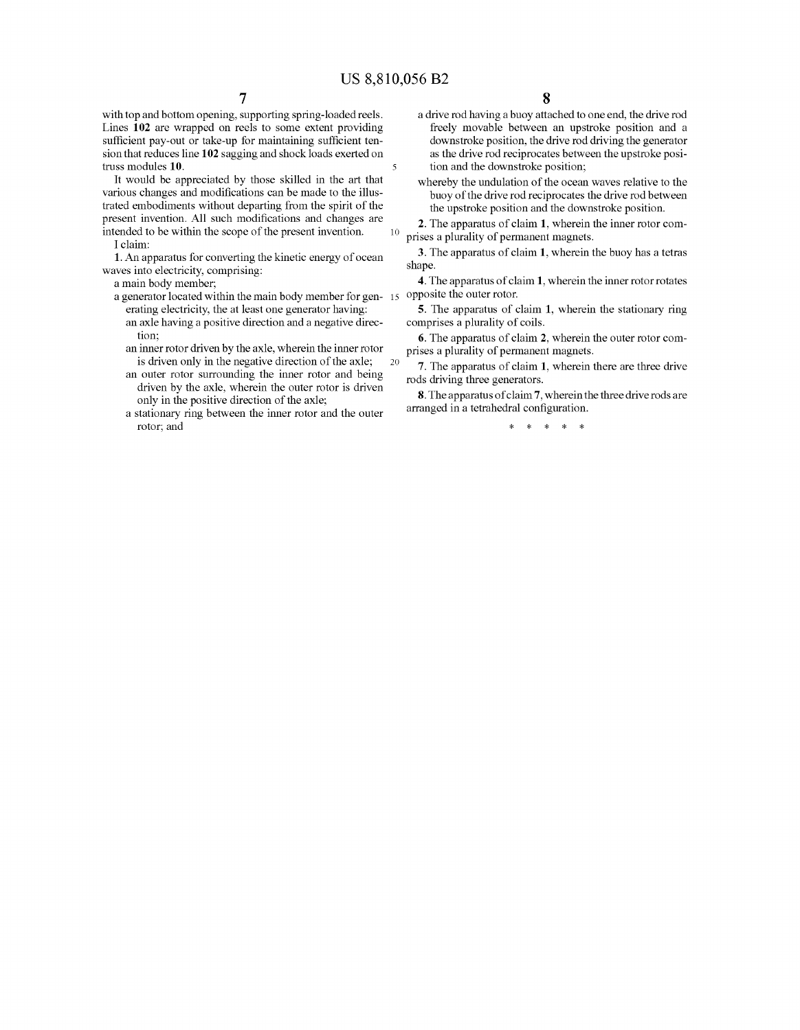with top and bottom opening, supporting spring-loaded reels. Lines **102** are wrapped on reels to some extent providing sufficient pay-out or take-up for maintaining sufficient tension that reduces line **102** sagging and shock loads exerted on truss modules **10**.

It would be appreciated by those skilled in the art that various changes and modifications can be made to the illustrated embodiments without departing from the spirit of the present invention. All such modifications and changes are intended to be within the scope of the present invention.

I claim:

**1**. An apparatus for converting the kinetic energy of ocean waves into electricity, comprising:

a main body member;

a generator located within the main body member for generating electricity, the at least one generator having:

an axle having a positive direction and a negative direction;

an inner rotor driven by the axle, wherein the inner rotor is driven only in the negative direction of the axle;

an outer rotor surrounding the inner rotor and being driven by the axle, wherein the outer rotor is driven only in the positive direction of the axle;

a stationary ring between the inner rotor and the outer rotor; and

a drive rod having a buoy attached to one end, the drive rod freely movable between an upstroke position and a downstroke position, the drive rod driving the generator as the drive rod reciprocates between the upstroke position and the downstroke position;

whereby the undulation of the ocean waves relative to the buoy of the drive rod reciprocates the drive rod between the upstroke position and the downstroke position.

**2**. The apparatus of claim **1**, wherein the inner rotor comprises a plurality of permanent magnets.

**3**. The apparatus of claim **1**, wherein the buoy has a tetras shape.

**4**. The apparatus of claim **1**, wherein the inner rotor rotates opposite the outer rotor.

**5**. The apparatus of claim **1**, wherein the stationary ring comprises a plurality of coils.

**6**. The apparatus of claim **2**, wherein the outer rotor comprises a plurality of permanent magnets.

**7**. The apparatus of claim **1**, wherein there are three drive rods driving three generators.

**8**. The apparatus of claim **7**, wherein the three drive rods are arranged in a tetrahedral configuration.

* * * * *